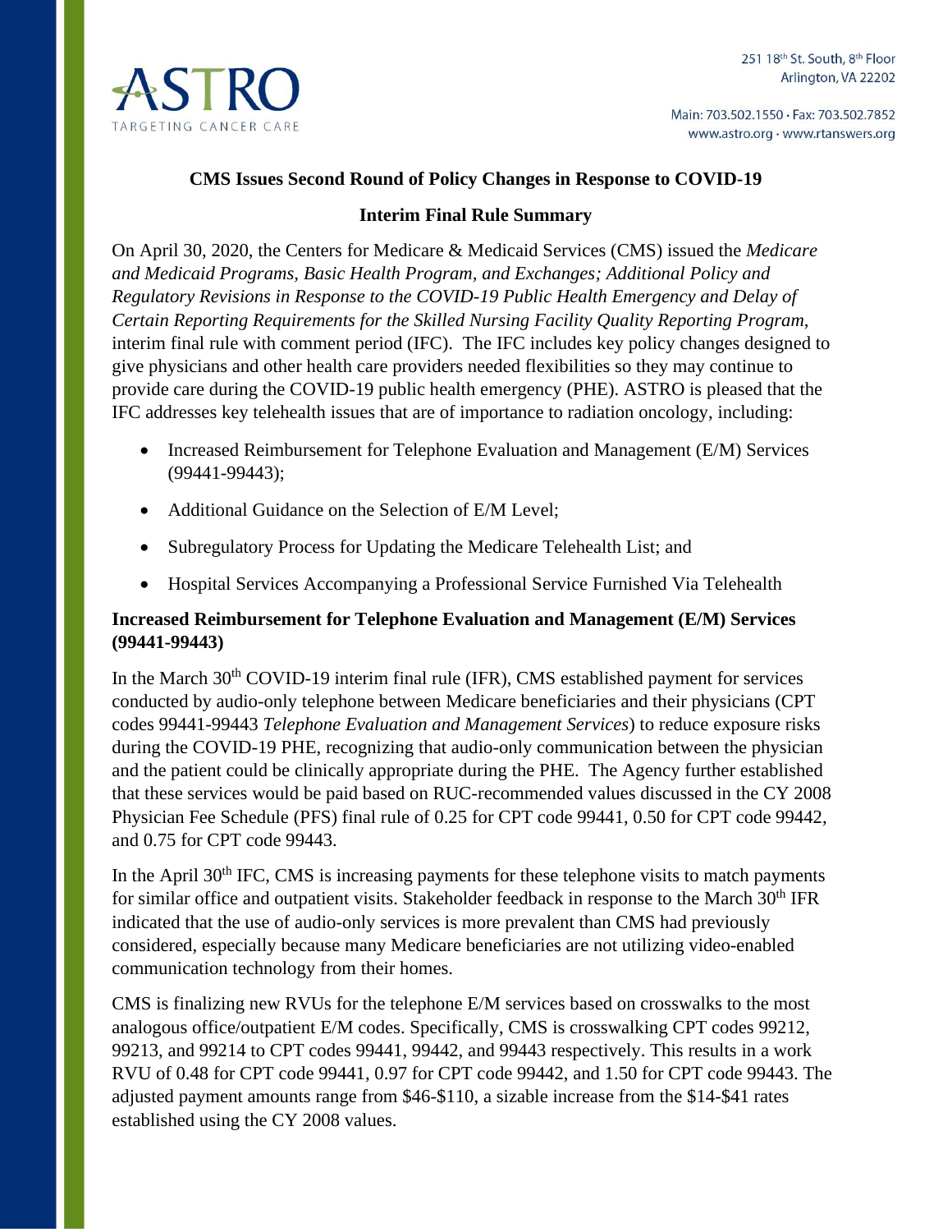ASTRO
TARGETING CANCER CARE

251 18th St. South, 8th Floor
Arlington, VA 22202

Main: 703.502.1550 · Fax: 703.502.7852
www.astro.org · www.rtanswers.org

## CMS Issues Second Round of Policy Changes in Response to COVID-19

## Interim Final Rule Summary

On April 30, 2020, the Centers for Medicare & Medicaid Services (CMS) issued the *Medicare and Medicaid Programs, Basic Health Program, and Exchanges; Additional Policy and Regulatory Revisions in Response to the COVID-19 Public Health Emergency and Delay of Certain Reporting Requirements for the Skilled Nursing Facility Quality Reporting Program*, interim final rule with comment period (IFC). The IFC includes key policy changes designed to give physicians and other health care providers needed flexibilities so they may continue to provide care during the COVID-19 public health emergency (PHE). ASTRO is pleased that the IFC addresses key telehealth issues that are of importance to radiation oncology, including:

- Increased Reimbursement for Telephone Evaluation and Management (E/M) Services (99441-99443);
- Additional Guidance on the Selection of E/M Level;
- Subregulatory Process for Updating the Medicare Telehealth List; and
- Hospital Services Accompanying a Professional Service Furnished Via Telehealth

### Increased Reimbursement for Telephone Evaluation and Management (E/M) Services (99441-99443)

In the March 30th COVID-19 interim final rule (IFR), CMS established payment for services conducted by audio-only telephone between Medicare beneficiaries and their physicians (CPT codes 99441-99443 *Telephone Evaluation and Management Services*) to reduce exposure risks during the COVID-19 PHE, recognizing that audio-only communication between the physician and the patient could be clinically appropriate during the PHE. The Agency further established that these services would be paid based on RUC-recommended values discussed in the CY 2008 Physician Fee Schedule (PFS) final rule of 0.25 for CPT code 99441, 0.50 for CPT code 99442, and 0.75 for CPT code 99443.

In the April 30th IFC, CMS is increasing payments for these telephone visits to match payments for similar office and outpatient visits. Stakeholder feedback in response to the March 30th IFR indicated that the use of audio-only services is more prevalent than CMS had previously considered, especially because many Medicare beneficiaries are not utilizing video-enabled communication technology from their homes.

CMS is finalizing new RVUs for the telephone E/M services based on crosswalks to the most analogous office/outpatient E/M codes. Specifically, CMS is crosswalking CPT codes 99212, 99213, and 99214 to CPT codes 99441, 99442, and 99443 respectively. This results in a work RVU of 0.48 for CPT code 99441, 0.97 for CPT code 99442, and 1.50 for CPT code 99443. The adjusted payment amounts range from $46-$110, a sizable increase from the $14-$41 rates established using the CY 2008 values.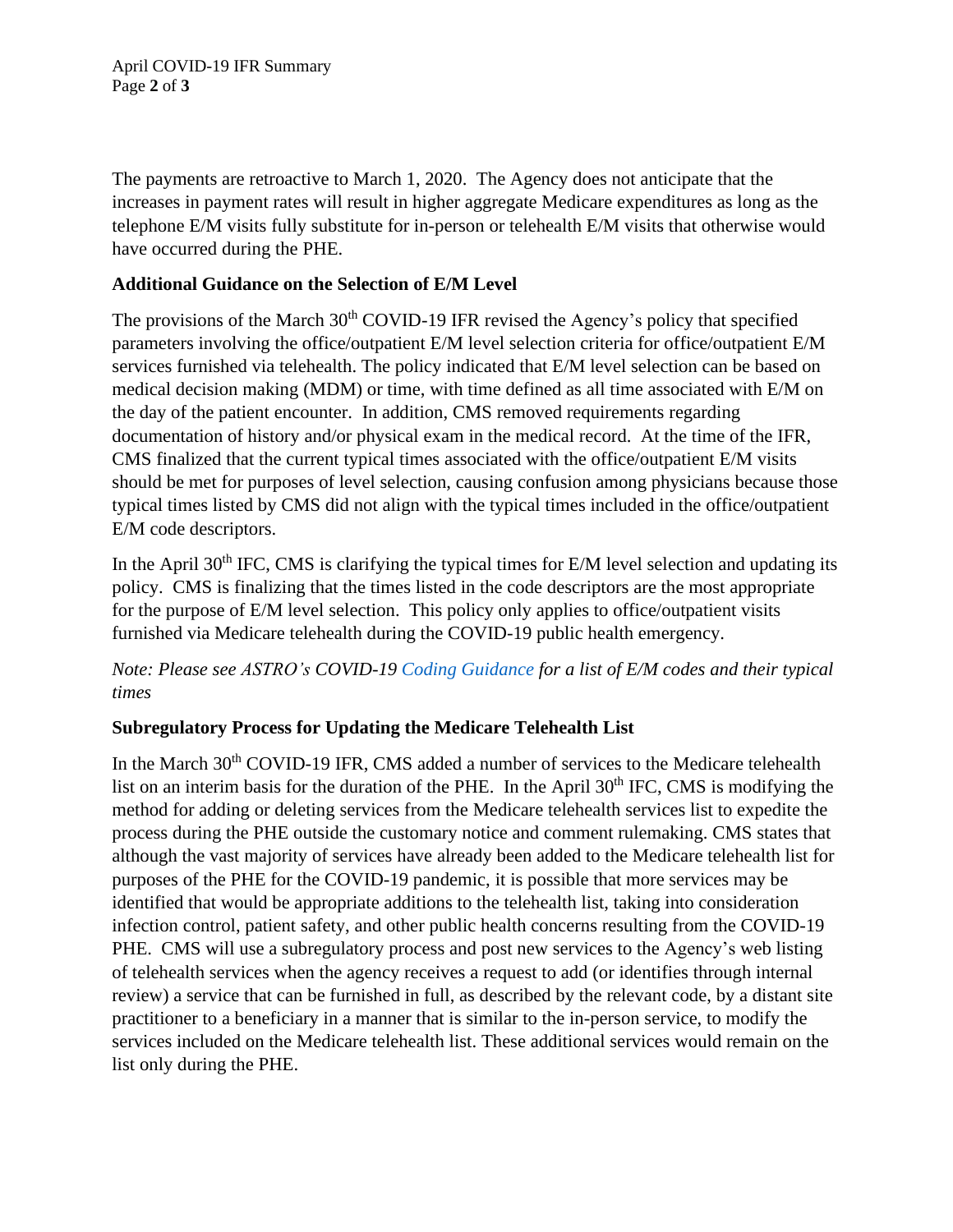The payments are retroactive to March 1, 2020. The Agency does not anticipate that the increases in payment rates will result in higher aggregate Medicare expenditures as long as the telephone E/M visits fully substitute for in-person or telehealth E/M visits that otherwise would have occurred during the PHE.

**Additional Guidance on the Selection of E/M Level**

The provisions of the March 30th COVID-19 IFR revised the Agency's policy that specified parameters involving the office/outpatient E/M level selection criteria for office/outpatient E/M services furnished via telehealth. The policy indicated that E/M level selection can be based on medical decision making (MDM) or time, with time defined as all time associated with E/M on the day of the patient encounter. In addition, CMS removed requirements regarding documentation of history and/or physical exam in the medical record. At the time of the IFR, CMS finalized that the current typical times associated with the office/outpatient E/M visits should be met for purposes of level selection, causing confusion among physicians because those typical times listed by CMS did not align with the typical times included in the office/outpatient E/M code descriptors.

In the April 30th IFC, CMS is clarifying the typical times for E/M level selection and updating its policy. CMS is finalizing that the times listed in the code descriptors are the most appropriate for the purpose of E/M level selection. This policy only applies to office/outpatient visits furnished via Medicare telehealth during the COVID-19 public health emergency.

*Note: Please see ASTRO's COVID-19 Coding Guidance for a list of E/M codes and their typical times*

**Subregulatory Process for Updating the Medicare Telehealth List**

In the March 30th COVID-19 IFR, CMS added a number of services to the Medicare telehealth list on an interim basis for the duration of the PHE. In the April 30th IFC, CMS is modifying the method for adding or deleting services from the Medicare telehealth services list to expedite the process during the PHE outside the customary notice and comment rulemaking. CMS states that although the vast majority of services have already been added to the Medicare telehealth list for purposes of the PHE for the COVID-19 pandemic, it is possible that more services may be identified that would be appropriate additions to the telehealth list, taking into consideration infection control, patient safety, and other public health concerns resulting from the COVID-19 PHE. CMS will use a subregulatory process and post new services to the Agency's web listing of telehealth services when the agency receives a request to add (or identifies through internal review) a service that can be furnished in full, as described by the relevant code, by a distant site practitioner to a beneficiary in a manner that is similar to the in-person service, to modify the services included on the Medicare telehealth list. These additional services would remain on the list only during the PHE.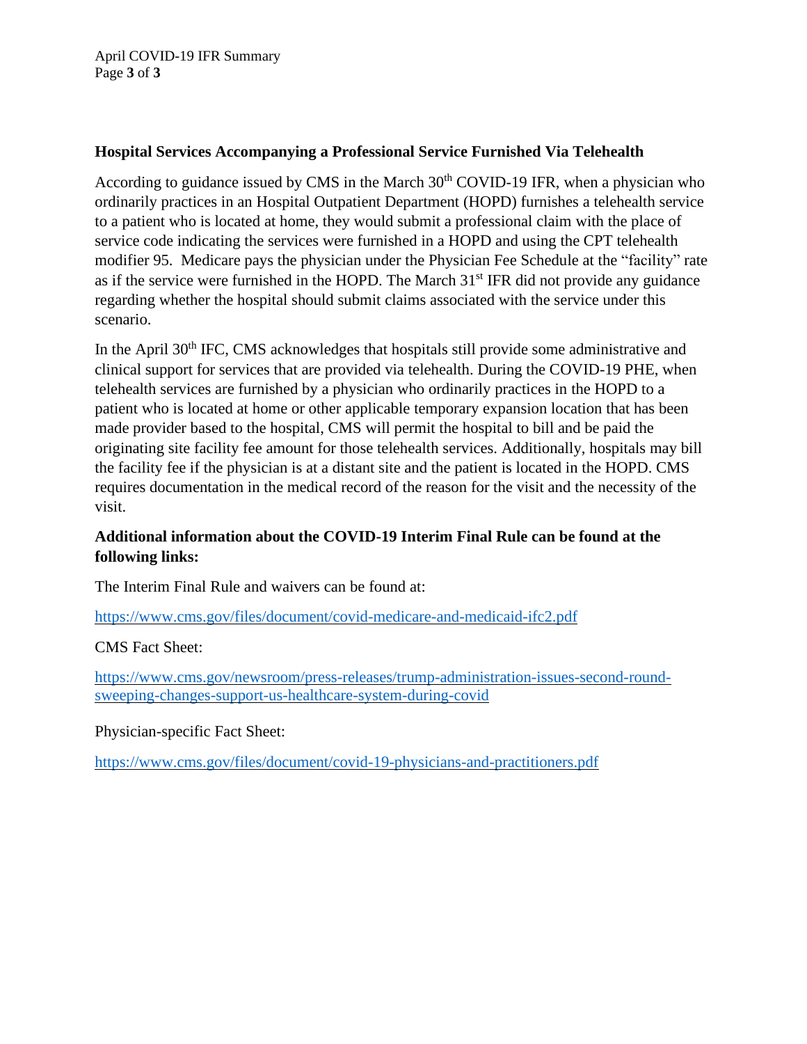**Hospital Services Accompanying a Professional Service Furnished Via Telehealth**

According to guidance issued by CMS in the March 30th COVID-19 IFR, when a physician who ordinarily practices in an Hospital Outpatient Department (HOPD) furnishes a telehealth service to a patient who is located at home, they would submit a professional claim with the place of service code indicating the services were furnished in a HOPD and using the CPT telehealth modifier 95. Medicare pays the physician under the Physician Fee Schedule at the "facility" rate as if the service were furnished in the HOPD. The March 31st IFR did not provide any guidance regarding whether the hospital should submit claims associated with the service under this scenario.

In the April 30th IFC, CMS acknowledges that hospitals still provide some administrative and clinical support for services that are provided via telehealth. During the COVID-19 PHE, when telehealth services are furnished by a physician who ordinarily practices in the HOPD to a patient who is located at home or other applicable temporary expansion location that has been made provider based to the hospital, CMS will permit the hospital to bill and be paid the originating site facility fee amount for those telehealth services. Additionally, hospitals may bill the facility fee if the physician is at a distant site and the patient is located in the HOPD. CMS requires documentation in the medical record of the reason for the visit and the necessity of the visit.

**Additional information about the COVID-19 Interim Final Rule can be found at the following links:**

The Interim Final Rule and waivers can be found at:

https://www.cms.gov/files/document/covid-medicare-and-medicaid-ifc2.pdf

CMS Fact Sheet:

https://www.cms.gov/newsroom/press-releases/trump-administration-issues-second-round-sweeping-changes-support-us-healthcare-system-during-covid

Physician-specific Fact Sheet:

https://www.cms.gov/files/document/covid-19-physicians-and-practitioners.pdf